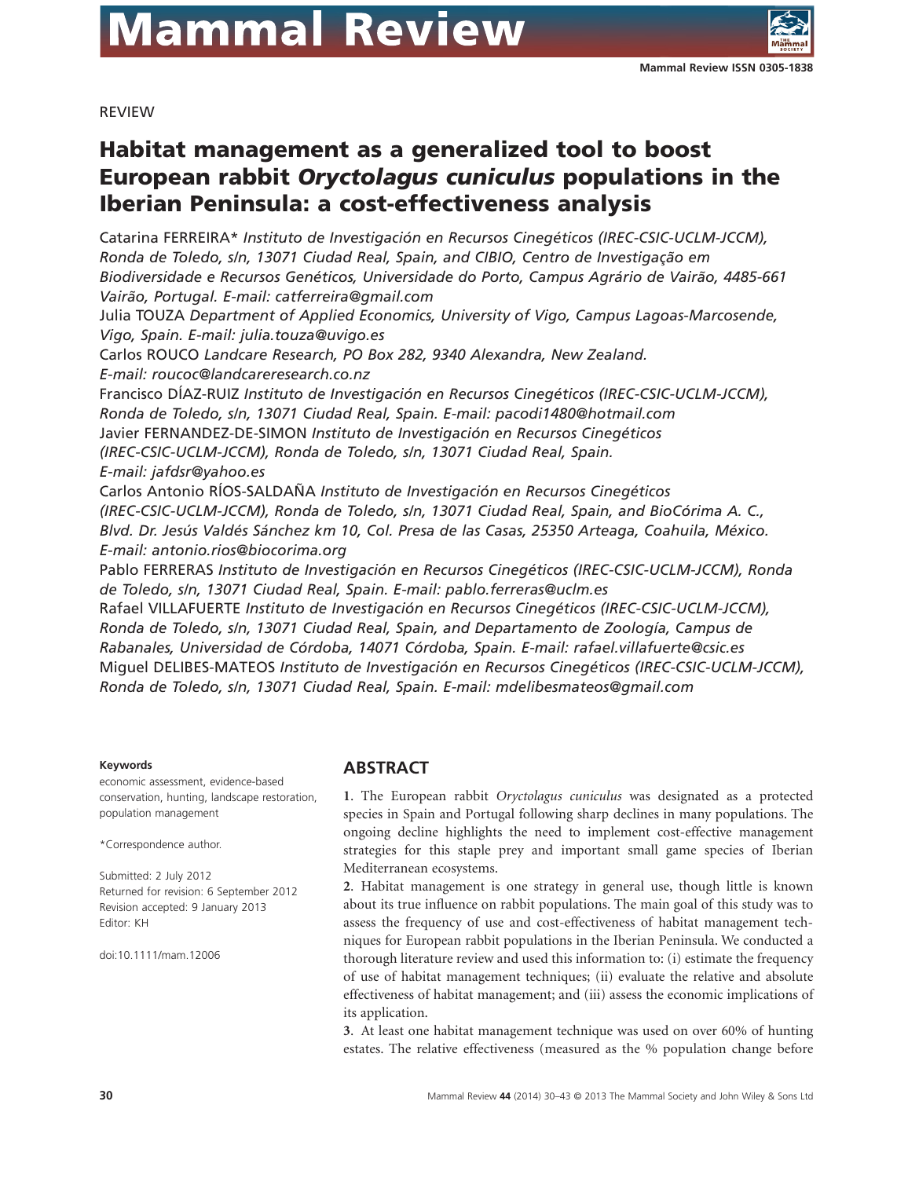REVIEW

# Habitat management as a generalized tool to boost European rabbit *Oryctolagus cuniculus* populations in the Iberian Peninsula: a cost-effectiveness analysis

Catarina FERREIRA* *Instituto de Investigación en Recursos Cinegéticos (IREC-CSIC-UCLM-JCCM), Ronda de Toledo, s/n, 13071 Ciudad Real, Spain, and CIBIO, Centro de Investigação em Biodiversidade e Recursos Genéticos, Universidade do Porto, Campus Agrário de Vairão, 4485-661 Vairão, Portugal. E-mail: catferreira@gmail.com*

Julia TOUZA *Department of Applied Economics, University of Vigo, Campus Lagoas-Marcosende, Vigo, Spain. E-mail: julia.touza@uvigo.es*

Carlos ROUCO *Landcare Research, PO Box 282, 9340 Alexandra, New Zealand. E-mail: roucoc@landcareresearch.co.nz*

Francisco DÍAZ-RUIZ *Instituto de Investigación en Recursos Cinegéticos (IREC-CSIC-UCLM-JCCM), Ronda de Toledo, s/n, 13071 Ciudad Real, Spain. E-mail: pacodi1480@hotmail.com*

Javier FERNANDEZ-DE-SIMON *Instituto de Investigación en Recursos Cinegéticos (IREC-CSIC-UCLM-JCCM), Ronda de Toledo, s/n, 13071 Ciudad Real, Spain. E-mail: jafdsr@yahoo.es*

Carlos Antonio RÍOS-SALDAÑA *Instituto de Investigación en Recursos Cinegéticos (IREC-CSIC-UCLM-JCCM), Ronda de Toledo, s/n, 13071 Ciudad Real, Spain, and BioCórima A. C., Blvd. Dr. Jesús Valdés Sánchez km 10, Col. Presa de las Casas, 25350 Arteaga, Coahuila, México. E-mail: antonio.rios@biocorima.org*

Pablo FERRERAS *Instituto de Investigación en Recursos Cinegéticos (IREC-CSIC-UCLM-JCCM), Ronda de Toledo, s/n, 13071 Ciudad Real, Spain. E-mail: pablo.ferreras@uclm.es*

Rafael VILLAFUERTE *Instituto de Investigación en Recursos Cinegéticos (IREC-CSIC-UCLM-JCCM), Ronda de Toledo, s/n, 13071 Ciudad Real, Spain, and Departamento de Zoología, Campus de Rabanales, Universidad de Córdoba, 14071 Córdoba, Spain. E-mail: rafael.villafuerte@csic.es*

Miguel DELIBES-MATEOS *Instituto de Investigación en Recursos Cinegéticos (IREC-CSIC-UCLM-JCCM), Ronda de Toledo, s/n, 13071 Ciudad Real, Spain. E-mail: mdelibesmateos@gmail.com*

**Keywords**

economic assessment, evidence-based conservation, hunting, landscape restoration, population management

*Correspondence author.

Submitted: 2 July 2012
Returned for revision: 6 September 2012
Revision accepted: 9 January 2013
Editor: KH

doi:10.1111/mam.12006

## ABSTRACT

**1**. The European rabbit *Oryctolagus cuniculus* was designated as a protected species in Spain and Portugal following sharp declines in many populations. The ongoing decline highlights the need to implement cost-effective management strategies for this staple prey and important small game species of Iberian Mediterranean ecosystems.

**2**. Habitat management is one strategy in general use, though little is known about its true influence on rabbit populations. The main goal of this study was to assess the frequency of use and cost-effectiveness of habitat management techniques for European rabbit populations in the Iberian Peninsula. We conducted a thorough literature review and used this information to: (i) estimate the frequency of use of habitat management techniques; (ii) evaluate the relative and absolute effectiveness of habitat management; and (iii) assess the economic implications of its application.

**3**. At least one habitat management technique was used on over 60% of hunting estates. The relative effectiveness (measured as the % population change before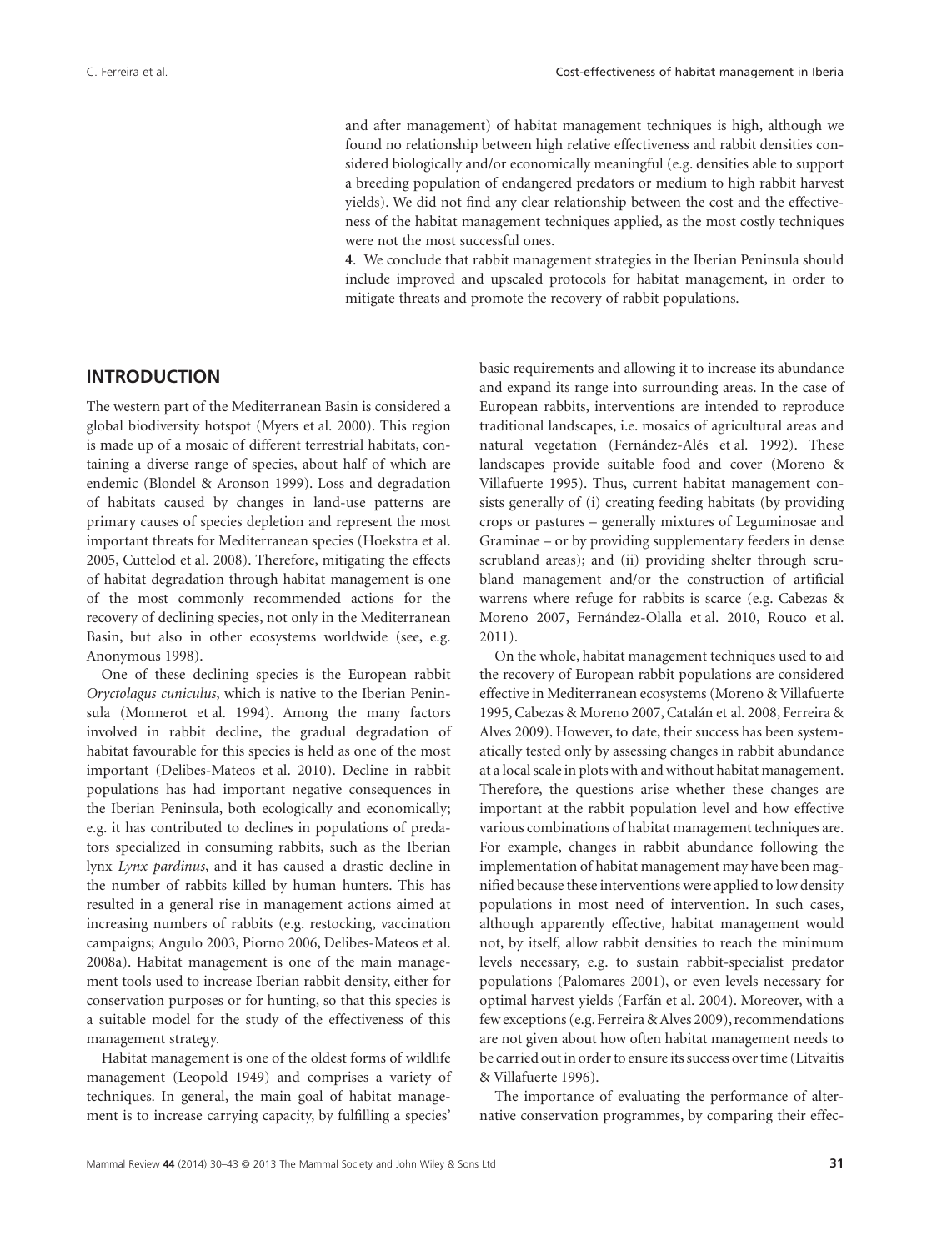and after management) of habitat management techniques is high, although we found no relationship between high relative effectiveness and rabbit densities considered biologically and/or economically meaningful (e.g. densities able to support a breeding population of endangered predators or medium to high rabbit harvest yields). We did not find any clear relationship between the cost and the effectiveness of the habitat management techniques applied, as the most costly techniques were not the most successful ones.

**4**. We conclude that rabbit management strategies in the Iberian Peninsula should include improved and upscaled protocols for habitat management, in order to mitigate threats and promote the recovery of rabbit populations.

## INTRODUCTION

The western part of the Mediterranean Basin is considered a global biodiversity hotspot (Myers et al. 2000). This region is made up of a mosaic of different terrestrial habitats, containing a diverse range of species, about half of which are endemic (Blondel & Aronson 1999). Loss and degradation of habitats caused by changes in land-use patterns are primary causes of species depletion and represent the most important threats for Mediterranean species (Hoekstra et al. 2005, Cuttelod et al. 2008). Therefore, mitigating the effects of habitat degradation through habitat management is one of the most commonly recommended actions for the recovery of declining species, not only in the Mediterranean Basin, but also in other ecosystems worldwide (see, e.g. Anonymous 1998).

One of these declining species is the European rabbit *Oryctolagus cuniculus*, which is native to the Iberian Peninsula (Monnerot et al. 1994). Among the many factors involved in rabbit decline, the gradual degradation of habitat favourable for this species is held as one of the most important (Delibes-Mateos et al. 2010). Decline in rabbit populations has had important negative consequences in the Iberian Peninsula, both ecologically and economically; e.g. it has contributed to declines in populations of predators specialized in consuming rabbits, such as the Iberian lynx *Lynx pardinus*, and it has caused a drastic decline in the number of rabbits killed by human hunters. This has resulted in a general rise in management actions aimed at increasing numbers of rabbits (e.g. restocking, vaccination campaigns; Angulo 2003, Piorno 2006, Delibes-Mateos et al. 2008a). Habitat management is one of the main management tools used to increase Iberian rabbit density, either for conservation purposes or for hunting, so that this species is a suitable model for the study of the effectiveness of this management strategy.

Habitat management is one of the oldest forms of wildlife management (Leopold 1949) and comprises a variety of techniques. In general, the main goal of habitat management is to increase carrying capacity, by fulfilling a species' basic requirements and allowing it to increase its abundance and expand its range into surrounding areas. In the case of European rabbits, interventions are intended to reproduce traditional landscapes, i.e. mosaics of agricultural areas and natural vegetation (Fernández-Alés et al. 1992). These landscapes provide suitable food and cover (Moreno & Villafuerte 1995). Thus, current habitat management consists generally of (i) creating feeding habitats (by providing crops or pastures – generally mixtures of Leguminosae and Graminae – or by providing supplementary feeders in dense scrubland areas); and (ii) providing shelter through scrubland management and/or the construction of artificial warrens where refuge for rabbits is scarce (e.g. Cabezas & Moreno 2007, Fernández-Olalla et al. 2010, Rouco et al. 2011).

On the whole, habitat management techniques used to aid the recovery of European rabbit populations are considered effective in Mediterranean ecosystems (Moreno & Villafuerte 1995, Cabezas & Moreno 2007, Catalán et al. 2008, Ferreira & Alves 2009). However, to date, their success has been systematically tested only by assessing changes in rabbit abundance at a local scale in plots with and without habitat management. Therefore, the questions arise whether these changes are important at the rabbit population level and how effective various combinations of habitat management techniques are. For example, changes in rabbit abundance following the implementation of habitat management may have been magnified because these interventions were applied to low density populations in most need of intervention. In such cases, although apparently effective, habitat management would not, by itself, allow rabbit densities to reach the minimum levels necessary, e.g. to sustain rabbit-specialist predator populations (Palomares 2001), or even levels necessary for optimal harvest yields (Farfán et al. 2004). Moreover, with a few exceptions (e.g. Ferreira & Alves 2009), recommendations are not given about how often habitat management needs to be carried out in order to ensure its success over time (Litvaitis & Villafuerte 1996).

The importance of evaluating the performance of alternative conservation programmes, by comparing their effec-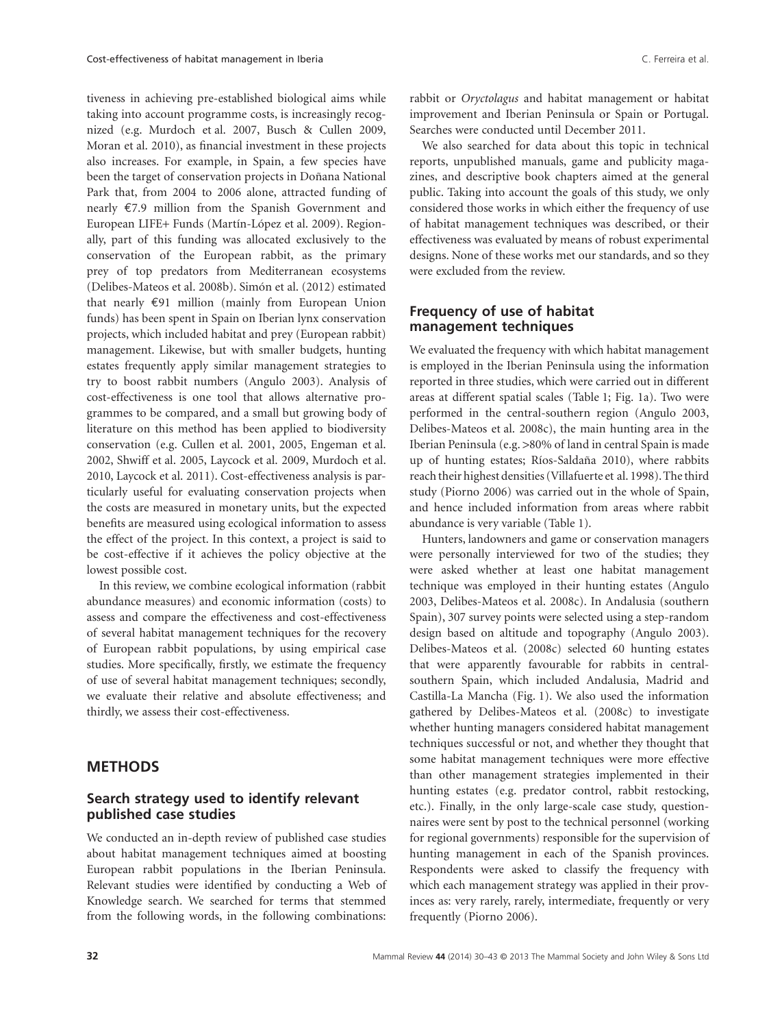tiveness in achieving pre-established biological aims while taking into account programme costs, is increasingly recognized (e.g. Murdoch et al. 2007, Busch & Cullen 2009, Moran et al. 2010), as financial investment in these projects also increases. For example, in Spain, a few species have been the target of conservation projects in Doñana National Park that, from 2004 to 2006 alone, attracted funding of nearly €7.9 million from the Spanish Government and European LIFE+ Funds (Martín-López et al. 2009). Regionally, part of this funding was allocated exclusively to the conservation of the European rabbit, as the primary prey of top predators from Mediterranean ecosystems (Delibes-Mateos et al. 2008b). Simón et al. (2012) estimated that nearly €91 million (mainly from European Union funds) has been spent in Spain on Iberian lynx conservation projects, which included habitat and prey (European rabbit) management. Likewise, but with smaller budgets, hunting estates frequently apply similar management strategies to try to boost rabbit numbers (Angulo 2003). Analysis of cost-effectiveness is one tool that allows alternative programmes to be compared, and a small but growing body of literature on this method has been applied to biodiversity conservation (e.g. Cullen et al. 2001, 2005, Engeman et al. 2002, Shwiff et al. 2005, Laycock et al. 2009, Murdoch et al. 2010, Laycock et al. 2011). Cost-effectiveness analysis is particularly useful for evaluating conservation projects when the costs are measured in monetary units, but the expected benefits are measured using ecological information to assess the effect of the project. In this context, a project is said to be cost-effective if it achieves the policy objective at the lowest possible cost.

In this review, we combine ecological information (rabbit abundance measures) and economic information (costs) to assess and compare the effectiveness and cost-effectiveness of several habitat management techniques for the recovery of European rabbit populations, by using empirical case studies. More specifically, firstly, we estimate the frequency of use of several habitat management techniques; secondly, we evaluate their relative and absolute effectiveness; and thirdly, we assess their cost-effectiveness.

## METHODS

### Search strategy used to identify relevant published case studies

We conducted an in-depth review of published case studies about habitat management techniques aimed at boosting European rabbit populations in the Iberian Peninsula. Relevant studies were identified by conducting a Web of Knowledge search. We searched for terms that stemmed from the following words, in the following combinations: rabbit or *Oryctolagus* and habitat management or habitat improvement and Iberian Peninsula or Spain or Portugal. Searches were conducted until December 2011.

We also searched for data about this topic in technical reports, unpublished manuals, game and publicity magazines, and descriptive book chapters aimed at the general public. Taking into account the goals of this study, we only considered those works in which either the frequency of use of habitat management techniques was described, or their effectiveness was evaluated by means of robust experimental designs. None of these works met our standards, and so they were excluded from the review.

### Frequency of use of habitat management techniques

We evaluated the frequency with which habitat management is employed in the Iberian Peninsula using the information reported in three studies, which were carried out in different areas at different spatial scales (Table 1; Fig. 1a). Two were performed in the central-southern region (Angulo 2003, Delibes-Mateos et al. 2008c), the main hunting area in the Iberian Peninsula (e.g. >80% of land in central Spain is made up of hunting estates; Ríos-Saldaña 2010), where rabbits reach their highest densities (Villafuerte et al. 1998). The third study (Piorno 2006) was carried out in the whole of Spain, and hence included information from areas where rabbit abundance is very variable (Table 1).

Hunters, landowners and game or conservation managers were personally interviewed for two of the studies; they were asked whether at least one habitat management technique was employed in their hunting estates (Angulo 2003, Delibes-Mateos et al. 2008c). In Andalusia (southern Spain), 307 survey points were selected using a step-random design based on altitude and topography (Angulo 2003). Delibes-Mateos et al. (2008c) selected 60 hunting estates that were apparently favourable for rabbits in central-southern Spain, which included Andalusia, Madrid and Castilla-La Mancha (Fig. 1). We also used the information gathered by Delibes-Mateos et al. (2008c) to investigate whether hunting managers considered habitat management techniques successful or not, and whether they thought that some habitat management techniques were more effective than other management strategies implemented in their hunting estates (e.g. predator control, rabbit restocking, etc.). Finally, in the only large-scale case study, questionnaires were sent by post to the technical personnel (working for regional governments) responsible for the supervision of hunting management in each of the Spanish provinces. Respondents were asked to classify the frequency with which each management strategy was applied in their provinces as: very rarely, rarely, intermediate, frequently or very frequently (Piorno 2006).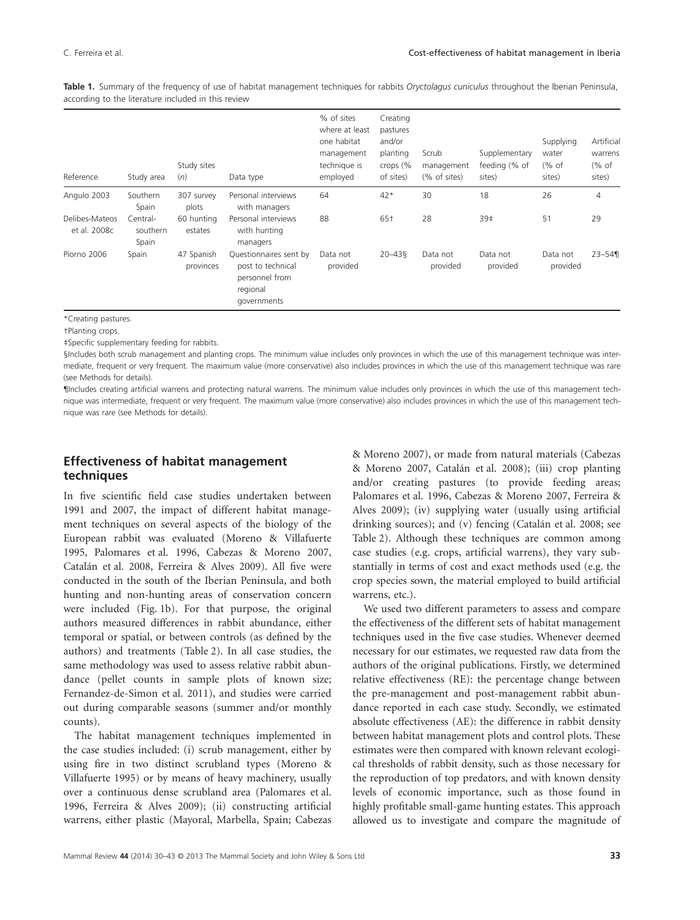**Table 1.** Summary of the frequency of use of habitat management techniques for rabbits *Oryctolagus cuniculus* throughout the Iberian Peninsula, according to the literature included in this review

| Reference | Study area | Study sites (*n*) | Data type | % of sites where at least one habitat management technique is employed | Creating pastures and/or planting crops (% of sites) | Scrub management (% of sites) | Supplementary feeding (% of sites) | Supplying water (% of sites) | Artificial warrens (% of sites) |
|---|---|---|---|---|---|---|---|---|---|
| Angulo 2003 | Southern Spain | 307 survey plots | Personal interviews with managers | 64 | 42* | 30 | 18 | 26 | 4 |
| Delibes-Mateos et al. 2008c | Central-southern Spain | 60 hunting estates | Personal interviews with hunting managers | 88 | 65† | 28 | 39‡ | 51 | 29 |
| Piorno 2006 | Spain | 47 Spanish provinces | Questionnaires sent by post to technical personnel from regional governments | Data not provided | 20–43§ | Data not provided | Data not provided | Data not provided | 23–54¶ |

*Creating pastures.

†Planting crops.

‡Specific supplementary feeding for rabbits.

§Includes both scrub management and planting crops. The minimum value includes only provinces in which the use of this management technique was intermediate, frequent or very frequent. The maximum value (more conservative) also includes provinces in which the use of this management technique was rare (see Methods for details).

¶Includes creating artificial warrens and protecting natural warrens. The minimum value includes only provinces in which the use of this management technique was intermediate, frequent or very frequent. The maximum value (more conservative) also includes provinces in which the use of this management technique was rare (see Methods for details).

## Effectiveness of habitat management techniques

In five scientific field case studies undertaken between 1991 and 2007, the impact of different habitat management techniques on several aspects of the biology of the European rabbit was evaluated (Moreno & Villafuerte 1995, Palomares et al. 1996, Cabezas & Moreno 2007, Catalán et al. 2008, Ferreira & Alves 2009). All five were conducted in the south of the Iberian Peninsula, and both hunting and non-hunting areas of conservation concern were included (Fig. 1b). For that purpose, the original authors measured differences in rabbit abundance, either temporal or spatial, or between controls (as defined by the authors) and treatments (Table 2). In all case studies, the same methodology was used to assess relative rabbit abundance (pellet counts in sample plots of known size; Fernandez-de-Simon et al. 2011), and studies were carried out during comparable seasons (summer and/or monthly counts).

The habitat management techniques implemented in the case studies included: (i) scrub management, either by using fire in two distinct scrubland types (Moreno & Villafuerte 1995) or by means of heavy machinery, usually over a continuous dense scrubland area (Palomares et al. 1996, Ferreira & Alves 2009); (ii) constructing artificial warrens, either plastic (Mayoral, Marbella, Spain; Cabezas & Moreno 2007), or made from natural materials (Cabezas & Moreno 2007, Catalán et al. 2008); (iii) crop planting and/or creating pastures (to provide feeding areas; Palomares et al. 1996, Cabezas & Moreno 2007, Ferreira & Alves 2009); (iv) supplying water (usually using artificial drinking sources); and (v) fencing (Catalán et al. 2008; see Table 2). Although these techniques are common among case studies (e.g. crops, artificial warrens), they vary substantially in terms of cost and exact methods used (e.g. the crop species sown, the material employed to build artificial warrens, etc.).

We used two different parameters to assess and compare the effectiveness of the different sets of habitat management techniques used in the five case studies. Whenever deemed necessary for our estimates, we requested raw data from the authors of the original publications. Firstly, we determined relative effectiveness (RE): the percentage change between the pre-management and post-management rabbit abundance reported in each case study. Secondly, we estimated absolute effectiveness (AE): the difference in rabbit density between habitat management plots and control plots. These estimates were then compared with known relevant ecological thresholds of rabbit density, such as those necessary for the reproduction of top predators, and with known density levels of economic importance, such as those found in highly profitable small-game hunting estates. This approach allowed us to investigate and compare the magnitude of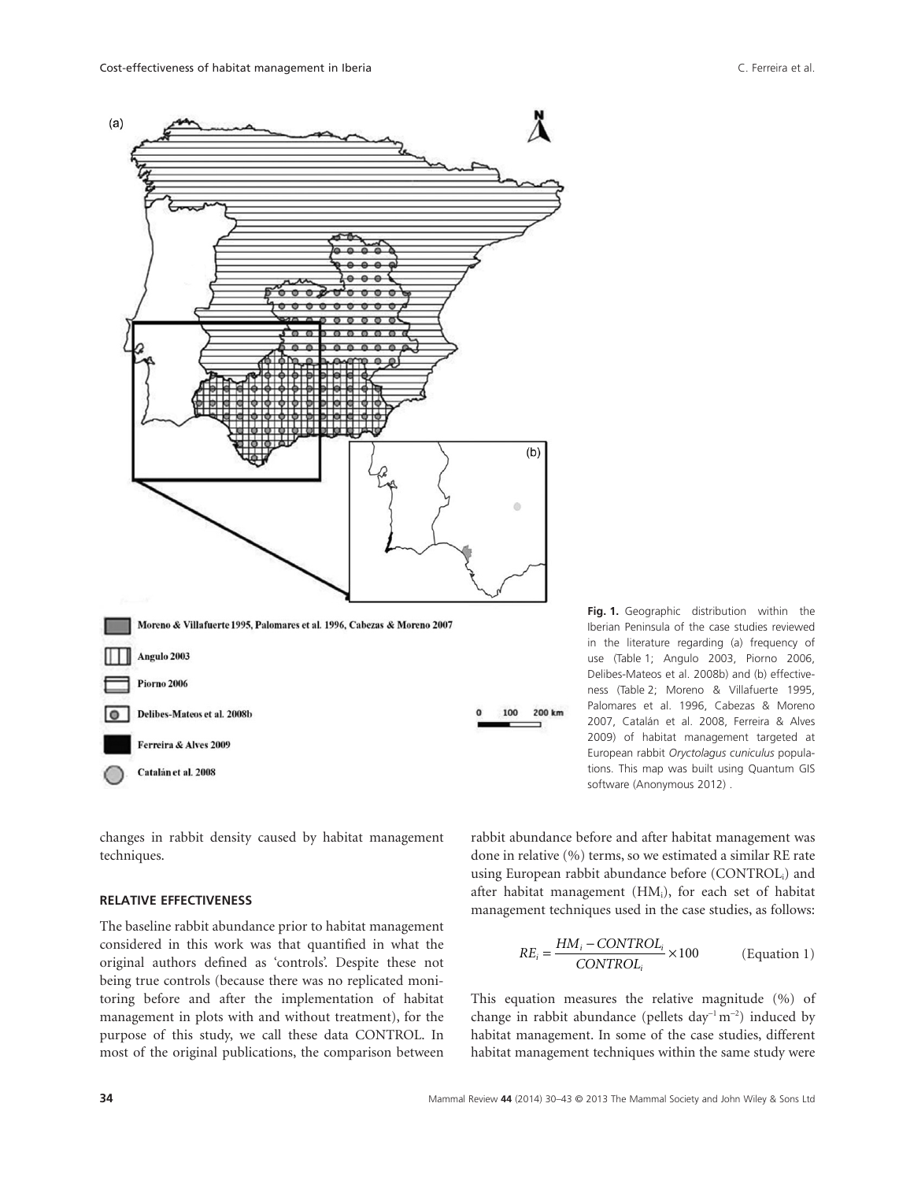Moreno & Villafuerte 1995, Palomares et al. 1996, Cabezas & Moreno 2007

Angulo 2003

Piorno 2006

Delibes-Mateos et al. 2008b

Ferreira & Alves 2009

Catalán et al. 2008

**Fig. 1.** Geographic distribution within the Iberian Peninsula of the case studies reviewed in the literature regarding (a) frequency of use (Table 1; Angulo 2003, Piorno 2006, Delibes-Mateos et al. 2008b) and (b) effectiveness (Table 2; Moreno & Villafuerte 1995, Palomares et al. 1996, Cabezas & Moreno 2007, Catalán et al. 2008, Ferreira & Alves 2009) of habitat management targeted at European rabbit *Oryctolagus cuniculus* populations. This map was built using Quantum GIS software (Anonymous 2012) .

changes in rabbit density caused by habitat management techniques.

### RELATIVE EFFECTIVENESS

The baseline rabbit abundance prior to habitat management considered in this work was that quantified in what the original authors defined as 'controls'. Despite these not being true controls (because there was no replicated monitoring before and after the implementation of habitat management in plots with and without treatment), for the purpose of this study, we call these data CONTROL. In most of the original publications, the comparison between rabbit abundance before and after habitat management was done in relative (%) terms, so we estimated a similar RE rate using European rabbit abundance before ($CONTROL_i$) and after habitat management ($HM_i$), for each set of habitat management techniques used in the case studies, as follows:

$$RE_i = \frac{HM_i - CONTROL_i}{CONTROL_i} \times 100 \qquad \text{(Equation 1)}$$

This equation measures the relative magnitude (%) of change in rabbit abundance (pellets $day^{-1}\,m^{-2}$) induced by habitat management. In some of the case studies, different habitat management techniques within the same study were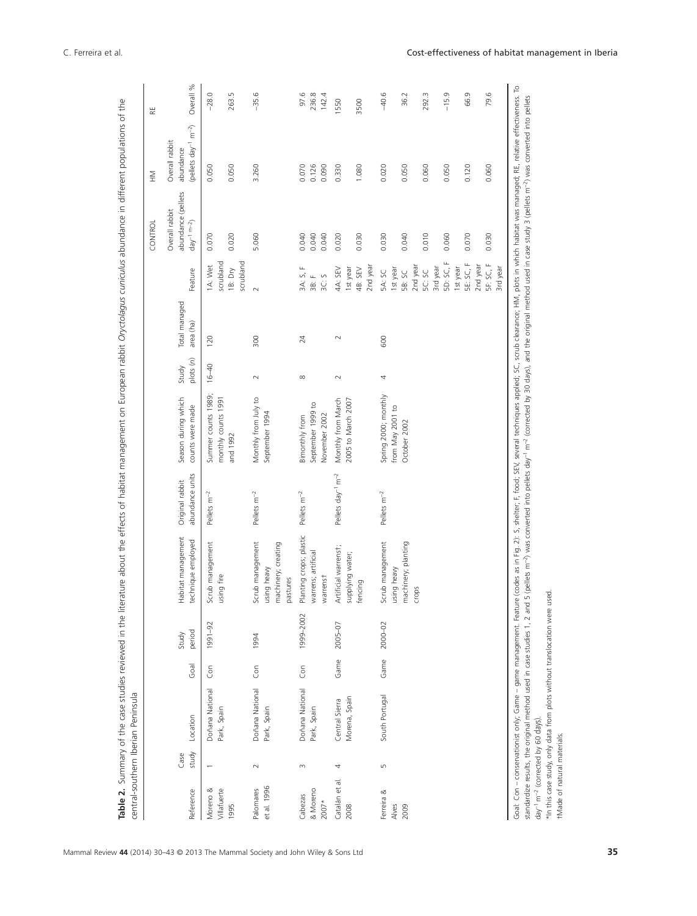**Table 2.** Summary of the case studies reviewed in the literature about the effects of habitat management on European rabbit *Oryctolagus cuniculus* abundance in different populations of the central-southern Iberian Peninsula

| Reference | Case study | Location | Goal | Study period | Habitat management technique employed | Original rabbit abundance units | Season during which counts were made | Study plots (n) | Total managed area (ha) | Feature | CONTROL Overall rabbit abundance (pellets day$^{-1}$ m$^{-2}$) | HM Overall rabbit abundance (pellets day$^{-1}$ m$^{-2}$) | RE Overall % |
|---|---|---|---|---|---|---|---|---|---|---|---|---|---|
| Moreno & Villafuerte 1995 | 1 | Doñana National Park, Spain | Con | 1991–92 | Scrub management using fire | Pellets m$^{-2}$ | Summer counts 1989; monthly counts 1991 and 1992 | 16–40 | 120 | 1A: Wet scrubland | 0.070 | 0.050 | −28.0 |
| | | | | | | | | | | 1B: Dry scrubland | 0.020 | 0.050 | 263.5 |
| Palomares et al. 1996 | 2 | Doñana National Park, Spain | Con | 1994 | Scrub management using heavy machinery; creating pastures | Pellets m$^{-2}$ | Monthly from July to September 1994 | 2 | 300 | 2 | 5.060 | 3.260 | −35.6 |
| Cabezas & Moreno 2007* | 3 | Doñana National Park, Spain | Con | 1999–2002 | Planting crops; plastic warrens; artificial warrens† | Pellets m$^{-2}$ | Bimonthly from September 1999 to November 2002 | 8 | 24 | 3A: S, F | 0.040 | 0.070 | 97.6 |
| | | | | | | | | | | 3B: F | 0.040 | 0.126 | 236.8 |
| | | | | | | | | | | 3C: S | 0.040 | 0.090 | 142.4 |
| Catalán et al. 2008 | 4 | Central Sierra Morena, Spain | Game | 2005–07 | Artificial warrens†; supplying water; fencing | Pellets day$^{-1}$ m$^{-2}$ | Monthly from March 2005 to March 2007 | 2 | 2 | 4A: SEV 1st year | 0.020 | 0.330 | 1550 |
| | | | | | | | | | | 4B: SEV 2nd year | 0.030 | 1.080 | 3500 |
| Ferreira & Alves 2009 | 5 | South Portugal | Game | 2000–02 | Scrub management using heavy machinery; planting crops | Pellets m$^{-2}$ | Spring 2000; monthly from May 2001 to October 2002 | 4 | 600 | 5A: SC 1st year | 0.030 | 0.020 | −40.6 |
| | | | | | | | | | | 5B: SC 2nd year | 0.040 | 0.050 | 36.2 |
| | | | | | | | | | | 5C: SC 3rd year | 0.010 | 0.060 | 292.3 |
| | | | | | | | | | | 5D: SC, F 1st year | 0.060 | 0.050 | −15.9 |
| | | | | | | | | | | 5E: SC, F 2nd year | 0.070 | 0.120 | 66.9 |
| | | | | | | | | | | 5F: SC, F 3rd year | 0.030 | 0.060 | 79.6 |

Goal: Con – conservationist only; Game – game management. Feature (codes as in Fig. 2): S, shelter; F, food; SEV, several techniques applied; SC, scrub clearance; HM, plots in which habitat was managed; RE, relative effectiveness. To standardize results, the original method used in case studies 1, 2 and 5 (pellets m$^{-2}$) was converted into pellets day$^{-1}$ m$^{-2}$ (corrected by 30 days), and the original method used in case study 3 (pellets m$^{-2}$) was converted into pellets day$^{-1}$ m$^{-2}$ (corrected by 60 days).

*In this case study, only data from plots without translocation were used.

†Made of natural materials.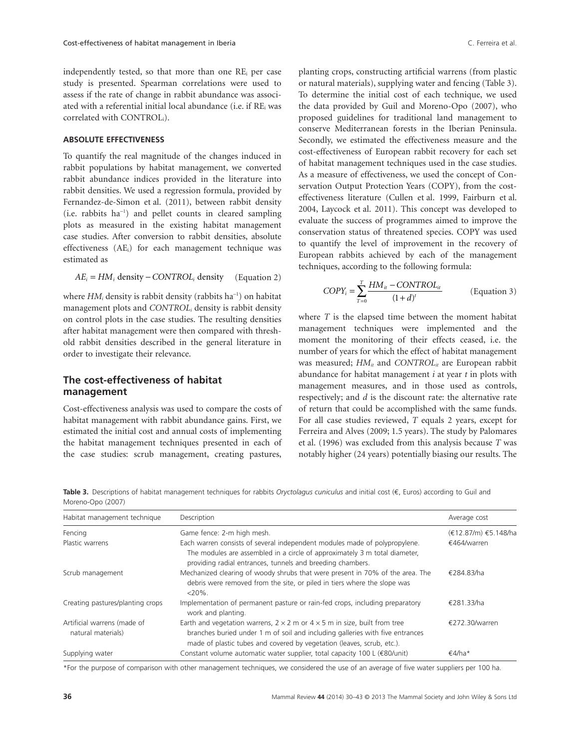independently tested, so that more than one $RE_i$ per case study is presented. Spearman correlations were used to assess if the rate of change in rabbit abundance was associated with a referential initial local abundance (i.e. if $RE_i$ was correlated with $CONTROL_i$).

### ABSOLUTE EFFECTIVENESS

To quantify the real magnitude of the changes induced in rabbit populations by habitat management, we converted rabbit abundance indices provided in the literature into rabbit densities. We used a regression formula, provided by Fernandez-de-Simon et al. (2011), between rabbit density (i.e. rabbits ha$^{-1}$) and pellet counts in cleared sampling plots as measured in the existing habitat management case studies. After conversion to rabbit densities, absolute effectiveness ($AE_i$) for each management technique was estimated as

$$AE_i = HM_i \text{ density} - CONTROL_i \text{ density} \qquad \text{(Equation 2)}$$

where $HM_i$ density is rabbit density (rabbits ha$^{-1}$) on habitat management plots and $CONTROL_i$ density is rabbit density on control plots in the case studies. The resulting densities after habitat management were then compared with threshold rabbit densities described in the general literature in order to investigate their relevance.

## The cost-effectiveness of habitat management

Cost-effectiveness analysis was used to compare the costs of habitat management with rabbit abundance gains. First, we estimated the initial cost and annual costs of implementing the habitat management techniques presented in each of the case studies: scrub management, creating pastures, planting crops, constructing artificial warrens (from plastic or natural materials), supplying water and fencing (Table 3). To determine the initial cost of each technique, we used the data provided by Guil and Moreno-Opo (2007), who proposed guidelines for traditional land management to conserve Mediterranean forests in the Iberian Peninsula. Secondly, we estimated the effectiveness measure and the cost-effectiveness of European rabbit recovery for each set of habitat management techniques used in the case studies. As a measure of effectiveness, we used the concept of Conservation Output Protection Years (COPY), from the cost-effectiveness literature (Cullen et al. 1999, Fairburn et al. 2004, Laycock et al. 2011). This concept was developed to evaluate the success of programmes aimed to improve the conservation status of threatened species. COPY was used to quantify the level of improvement in the recovery of European rabbits achieved by each of the management techniques, according to the following formula:

$$COPY_i = \sum_{T=0}^{T} \frac{HM_{it} - CONTROL_{it}}{(1+d)^t} \qquad \text{(Equation 3)}$$

where $T$ is the elapsed time between the moment habitat management techniques were implemented and the moment the monitoring of their effects ceased, i.e. the number of years for which the effect of habitat management was measured; $HM_{it}$ and $CONTROL_{it}$ are European rabbit abundance for habitat management $i$ at year $t$ in plots with management measures, and in those used as controls, respectively; and $d$ is the discount rate: the alternative rate of return that could be accomplished with the same funds. For all case studies reviewed, $T$ equals 2 years, except for Ferreira and Alves (2009; 1.5 years). The study by Palomares et al. (1996) was excluded from this analysis because $T$ was notably higher (24 years) potentially biasing our results. The

**Table 3.** Descriptions of habitat management techniques for rabbits *Oryctolagus cuniculus* and initial cost (€, Euros) according to Guil and Moreno-Opo (2007)

| Habitat management technique | Description | Average cost |
|---|---|---|
| Fencing | Game fence: 2-m high mesh. | (€12.87/m) €5.148/ha |
| Plastic warrens | Each warren consists of several independent modules made of polypropylene. The modules are assembled in a circle of approximately 3 m total diameter, providing radial entrances, tunnels and breeding chambers. | €464/warren |
| Scrub management | Mechanized clearing of woody shrubs that were present in 70% of the area. The debris were removed from the site, or piled in tiers where the slope was <20%. | €284.83/ha |
| Creating pastures/planting crops | Implementation of permanent pasture or rain-fed crops, including preparatory work and planting. | €281.33/ha |
| Artificial warrens (made of natural materials) | Earth and vegetation warrens, $2 \times 2$ m or $4 \times 5$ m in size, built from tree branches buried under 1 m of soil and including galleries with five entrances made of plastic tubes and covered by vegetation (leaves, scrub, etc.). | €272.30/warren |
| Supplying water | Constant volume automatic water supplier, total capacity 100 L (€80/unit) | €4/ha* |

*For the purpose of comparison with other management techniques, we considered the use of an average of five water suppliers per 100 ha.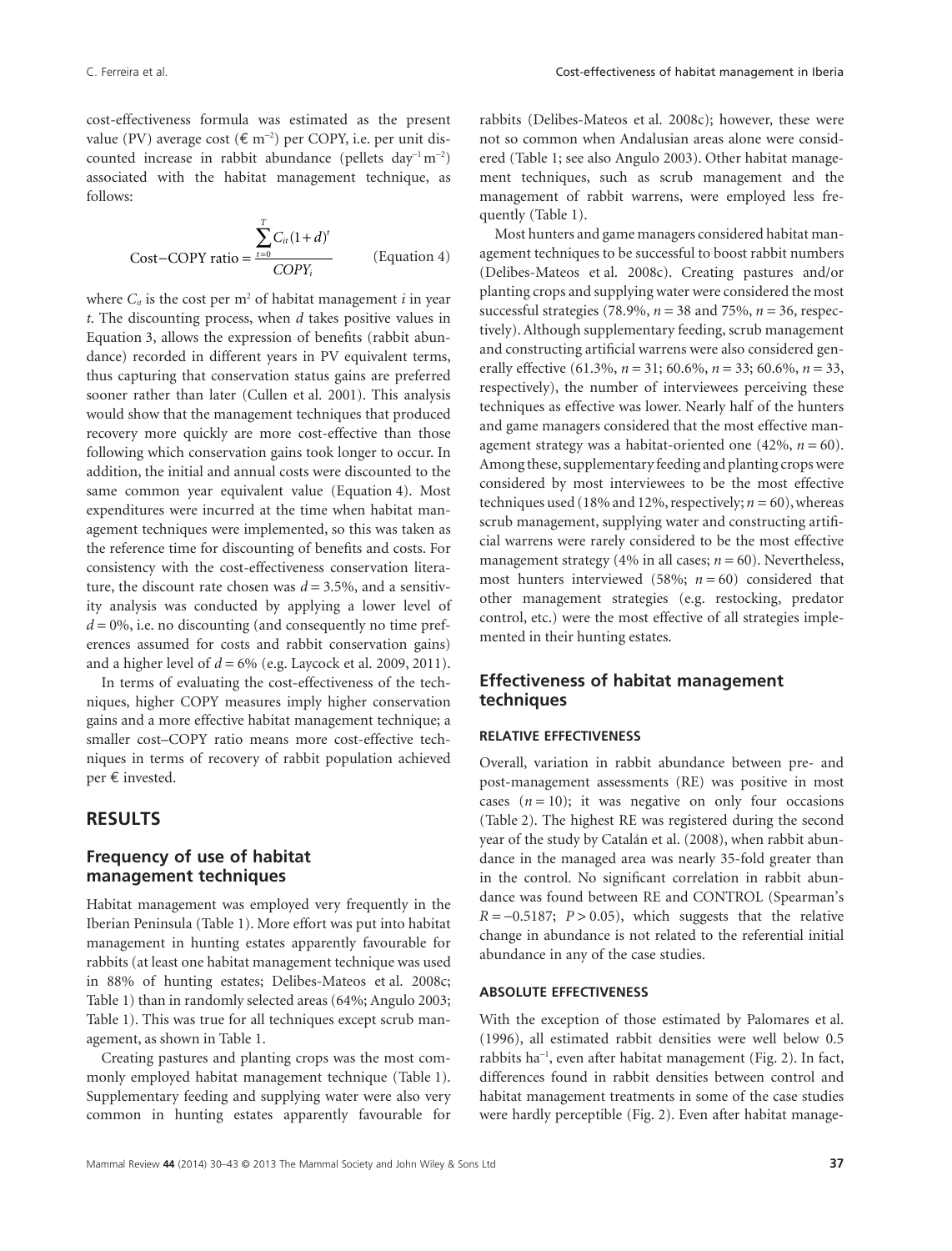cost-effectiveness formula was estimated as the present value (PV) average cost (€ $m^{-2}$) per COPY, i.e. per unit discounted increase in rabbit abundance (pellets $day^{-1} m^{-2}$) associated with the habitat management technique, as follows:

$$\text{Cost–COPY ratio} = \frac{\sum_{t=0}^{T} C_{it}(1+d)^t}{COPY_i} \qquad \text{(Equation 4)}$$

where $C_{it}$ is the cost per $m^2$ of habitat management $i$ in year $t$. The discounting process, when $d$ takes positive values in Equation 3, allows the expression of benefits (rabbit abundance) recorded in different years in PV equivalent terms, thus capturing that conservation status gains are preferred sooner rather than later (Cullen et al. 2001). This analysis would show that the management techniques that produced recovery more quickly are more cost-effective than those following which conservation gains took longer to occur. In addition, the initial and annual costs were discounted to the same common year equivalent value (Equation 4). Most expenditures were incurred at the time when habitat management techniques were implemented, so this was taken as the reference time for discounting of benefits and costs. For consistency with the cost-effectiveness conservation literature, the discount rate chosen was $d = 3.5\%$, and a sensitivity analysis was conducted by applying a lower level of $d = 0\%$, i.e. no discounting (and consequently no time preferences assumed for costs and rabbit conservation gains) and a higher level of $d = 6\%$ (e.g. Laycock et al. 2009, 2011).

In terms of evaluating the cost-effectiveness of the techniques, higher COPY measures imply higher conservation gains and a more effective habitat management technique; a smaller cost–COPY ratio means more cost-effective techniques in terms of recovery of rabbit population achieved per € invested.

# RESULTS

## Frequency of use of habitat management techniques

Habitat management was employed very frequently in the Iberian Peninsula (Table 1). More effort was put into habitat management in hunting estates apparently favourable for rabbits (at least one habitat management technique was used in 88% of hunting estates; Delibes-Mateos et al. 2008c; Table 1) than in randomly selected areas (64%; Angulo 2003; Table 1). This was true for all techniques except scrub management, as shown in Table 1.

Creating pastures and planting crops was the most commonly employed habitat management technique (Table 1). Supplementary feeding and supplying water were also very common in hunting estates apparently favourable for rabbits (Delibes-Mateos et al. 2008c); however, these were not so common when Andalusian areas alone were considered (Table 1; see also Angulo 2003). Other habitat management techniques, such as scrub management and the management of rabbit warrens, were employed less frequently (Table 1).

Most hunters and game managers considered habitat management techniques to be successful to boost rabbit numbers (Delibes-Mateos et al. 2008c). Creating pastures and/or planting crops and supplying water were considered the most successful strategies (78.9%, $n = 38$ and 75%, $n = 36$, respectively). Although supplementary feeding, scrub management and constructing artificial warrens were also considered generally effective (61.3%, $n = 31$; 60.6%, $n = 33$; 60.6%, $n = 33$, respectively), the number of interviewees perceiving these techniques as effective was lower. Nearly half of the hunters and game managers considered that the most effective management strategy was a habitat-oriented one (42%, $n = 60$). Among these, supplementary feeding and planting crops were considered by most interviewees to be the most effective techniques used (18% and 12%, respectively; $n = 60$), whereas scrub management, supplying water and constructing artificial warrens were rarely considered to be the most effective management strategy (4% in all cases; $n = 60$). Nevertheless, most hunters interviewed (58%; $n = 60$) considered that other management strategies (e.g. restocking, predator control, etc.) were the most effective of all strategies implemented in their hunting estates.

## Effectiveness of habitat management techniques

### RELATIVE EFFECTIVENESS

Overall, variation in rabbit abundance between pre- and post-management assessments (RE) was positive in most cases ($n = 10$); it was negative on only four occasions (Table 2). The highest RE was registered during the second year of the study by Catalán et al. (2008), when rabbit abundance in the managed area was nearly 35-fold greater than in the control. No significant correlation in rabbit abundance was found between RE and CONTROL (Spearman's $R = -0.5187$; $P > 0.05$), which suggests that the relative change in abundance is not related to the referential initial abundance in any of the case studies.

### ABSOLUTE EFFECTIVENESS

With the exception of those estimated by Palomares et al. (1996), all estimated rabbit densities were well below 0.5 rabbits $ha^{-1}$, even after habitat management (Fig. 2). In fact, differences found in rabbit densities between control and habitat management treatments in some of the case studies were hardly perceptible (Fig. 2). Even after habitat manage-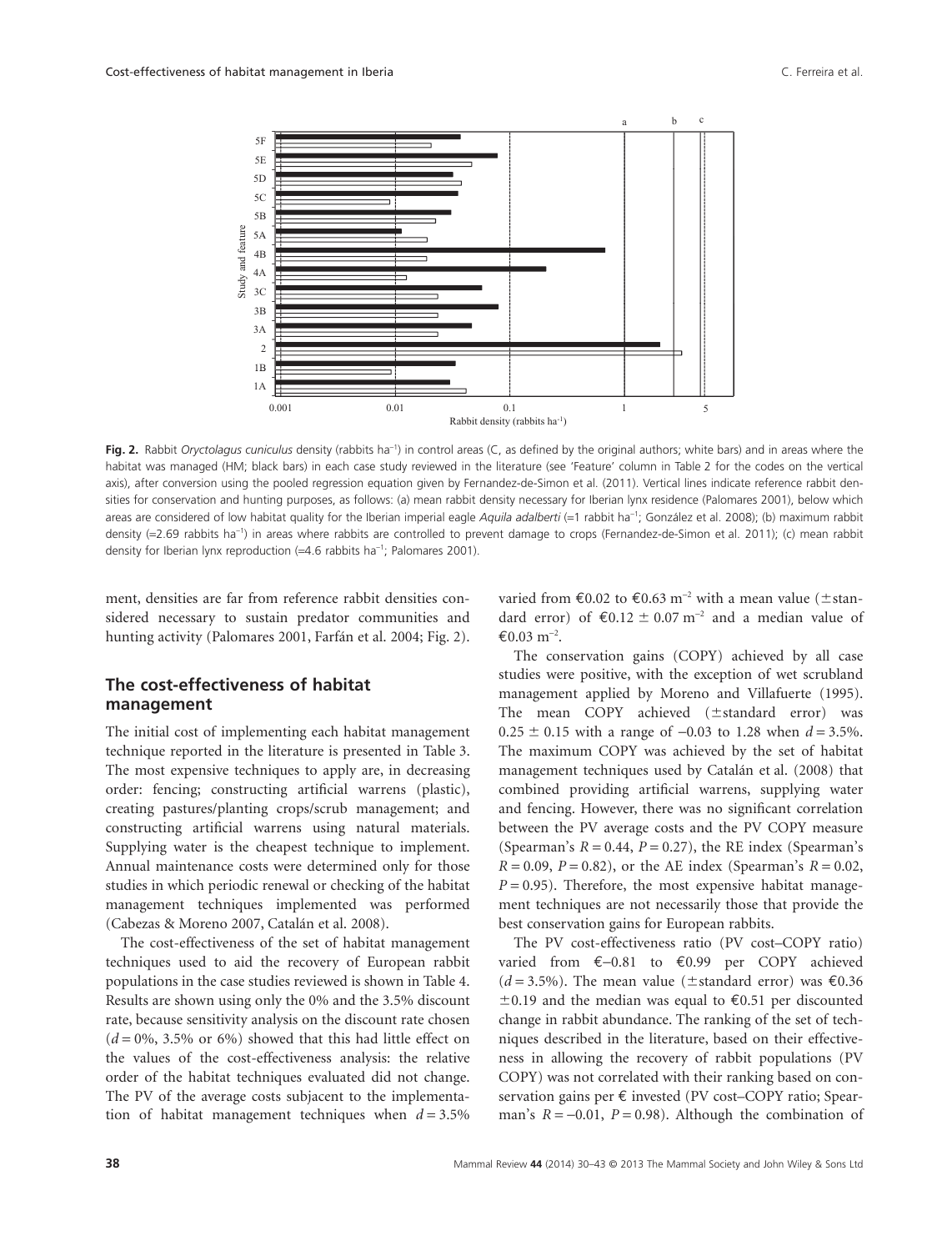**Fig. 2.** Rabbit *Oryctolagus cuniculus* density (rabbits ha$^{-1}$) in control areas (C, as defined by the original authors; white bars) and in areas where the habitat was managed (HM; black bars) in each case study reviewed in the literature (see 'Feature' column in Table 2 for the codes on the vertical axis), after conversion using the pooled regression equation given by Fernandez-de-Simon et al. (2011). Vertical lines indicate reference rabbit densities for conservation and hunting purposes, as follows: (a) mean rabbit density necessary for Iberian lynx residence (Palomares 2001), below which areas are considered of low habitat quality for the Iberian imperial eagle *Aquila adalberti* (=1 rabbit ha$^{-1}$; González et al. 2008); (b) maximum rabbit density (=2.69 rabbits ha$^{-1}$) in areas where rabbits are controlled to prevent damage to crops (Fernandez-de-Simon et al. 2011); (c) mean rabbit density for Iberian lynx reproduction (=4.6 rabbits ha$^{-1}$; Palomares 2001).

ment, densities are far from reference rabbit densities considered necessary to sustain predator communities and hunting activity (Palomares 2001, Farfán et al. 2004; Fig. 2).

## The cost-effectiveness of habitat management

The initial cost of implementing each habitat management technique reported in the literature is presented in Table 3. The most expensive techniques to apply are, in decreasing order: fencing; constructing artificial warrens (plastic), creating pastures/planting crops/scrub management; and constructing artificial warrens using natural materials. Supplying water is the cheapest technique to implement. Annual maintenance costs were determined only for those studies in which periodic renewal or checking of the habitat management techniques implemented was performed (Cabezas & Moreno 2007, Catalán et al. 2008).

The cost-effectiveness of the set of habitat management techniques used to aid the recovery of European rabbit populations in the case studies reviewed is shown in Table 4. Results are shown using only the 0% and the 3.5% discount rate, because sensitivity analysis on the discount rate chosen ($d$ = 0%, 3.5% or 6%) showed that this had little effect on the values of the cost-effectiveness analysis: the relative order of the habitat techniques evaluated did not change. The PV of the average costs subjacent to the implementation of habitat management techniques when $d$ = 3.5% varied from €0.02 to €0.63 m$^{-2}$ with a mean value (±standard error) of €0.12 ± 0.07 m$^{-2}$ and a median value of €0.03 m$^{-2}$.

The conservation gains (COPY) achieved by all case studies were positive, with the exception of wet scrubland management applied by Moreno and Villafuerte (1995). The mean COPY achieved (±standard error) was 0.25 ± 0.15 with a range of −0.03 to 1.28 when $d$ = 3.5%. The maximum COPY was achieved by the set of habitat management techniques used by Catalán et al. (2008) that combined providing artificial warrens, supplying water and fencing. However, there was no significant correlation between the PV average costs and the PV COPY measure (Spearman's $R$ = 0.44, $P$ = 0.27), the RE index (Spearman's $R$ = 0.09, $P$ = 0.82), or the AE index (Spearman's $R$ = 0.02, $P$ = 0.95). Therefore, the most expensive habitat management techniques are not necessarily those that provide the best conservation gains for European rabbits.

The PV cost-effectiveness ratio (PV cost–COPY ratio) varied from €–0.81 to €0.99 per COPY achieved ($d$ = 3.5%). The mean value (±standard error) was €0.36 ±0.19 and the median was equal to €0.51 per discounted change in rabbit abundance. The ranking of the set of techniques described in the literature, based on their effectiveness in allowing the recovery of rabbit populations (PV COPY) was not correlated with their ranking based on conservation gains per € invested (PV cost–COPY ratio; Spearman's $R$ = −0.01, $P$ = 0.98). Although the combination of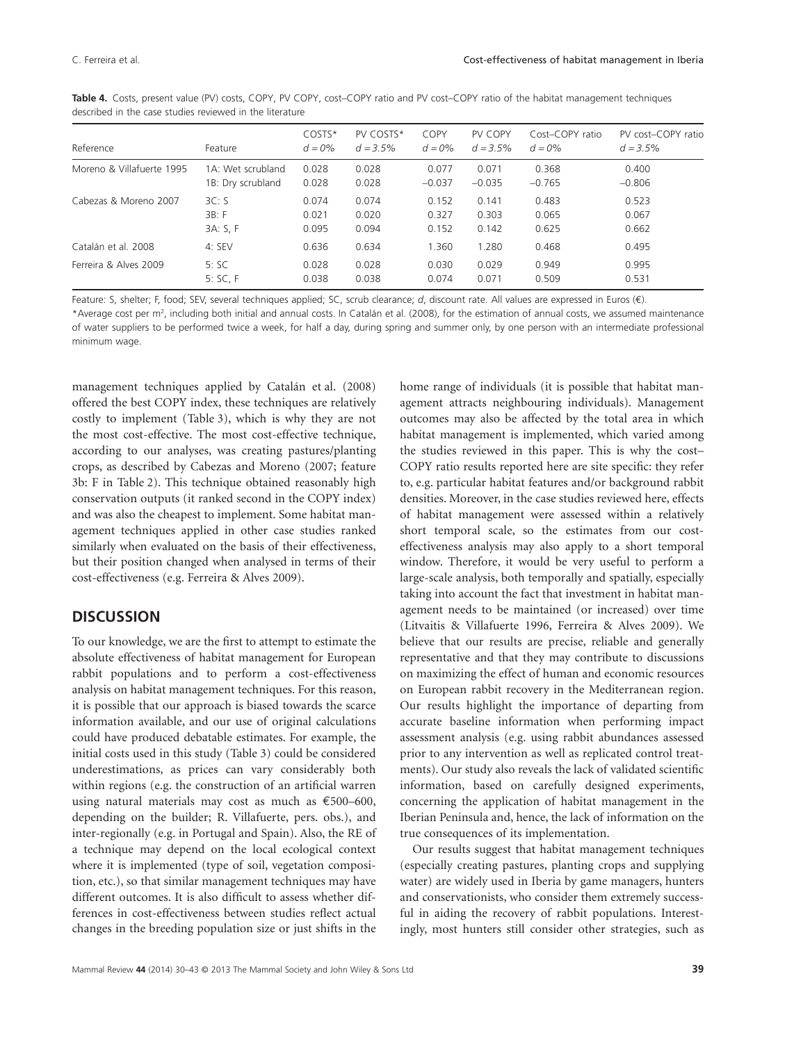**Table 4.** Costs, present value (PV) costs, COPY, PV COPY, cost–COPY ratio and PV cost–COPY ratio of the habitat management techniques described in the case studies reviewed in the literature

| Reference | Feature | COSTS* $d = 0\%$ | PV COSTS* $d = 3.5\%$ | COPY $d = 0\%$ | PV COPY $d = 3.5\%$ | Cost–COPY ratio $d = 0\%$ | PV cost–COPY ratio $d = 3.5\%$ |
|---|---|---|---|---|---|---|---|
| Moreno & Villafuerte 1995 | 1A: Wet scrubland | 0.028 | 0.028 | 0.077 | 0.071 | 0.368 | 0.400 |
| | 1B: Dry scrubland | 0.028 | 0.028 | −0.037 | −0.035 | −0.765 | −0.806 |
| Cabezas & Moreno 2007 | 3C: S | 0.074 | 0.074 | 0.152 | 0.141 | 0.483 | 0.523 |
| | 3B: F | 0.021 | 0.020 | 0.327 | 0.303 | 0.065 | 0.067 |
| | 3A: S, F | 0.095 | 0.094 | 0.152 | 0.142 | 0.625 | 0.662 |
| Catalán et al. 2008 | 4: SEV | 0.636 | 0.634 | 1.360 | 1.280 | 0.468 | 0.495 |
| Ferreira & Alves 2009 | 5: SC | 0.028 | 0.028 | 0.030 | 0.029 | 0.949 | 0.995 |
| | 5: SC, F | 0.038 | 0.038 | 0.074 | 0.071 | 0.509 | 0.531 |

Feature: S, shelter; F, food; SEV, several techniques applied; SC, scrub clearance; *d*, discount rate. All values are expressed in Euros (€).
*Average cost per m$^2$, including both initial and annual costs. In Catalán et al. (2008), for the estimation of annual costs, we assumed maintenance of water suppliers to be performed twice a week, for half a day, during spring and summer only, by one person with an intermediate professional minimum wage.

management techniques applied by Catalán et al. (2008) offered the best COPY index, these techniques are relatively costly to implement (Table 3), which is why they are not the most cost-effective. The most cost-effective technique, according to our analyses, was creating pastures/planting crops, as described by Cabezas and Moreno (2007; feature 3b: F in Table 2). This technique obtained reasonably high conservation outputs (it ranked second in the COPY index) and was also the cheapest to implement. Some habitat management techniques applied in other case studies ranked similarly when evaluated on the basis of their effectiveness, but their position changed when analysed in terms of their cost-effectiveness (e.g. Ferreira & Alves 2009).

## DISCUSSION

To our knowledge, we are the first to attempt to estimate the absolute effectiveness of habitat management for European rabbit populations and to perform a cost-effectiveness analysis on habitat management techniques. For this reason, it is possible that our approach is biased towards the scarce information available, and our use of original calculations could have produced debatable estimates. For example, the initial costs used in this study (Table 3) could be considered underestimations, as prices can vary considerably both within regions (e.g. the construction of an artificial warren using natural materials may cost as much as €500–600, depending on the builder; R. Villafuerte, pers. obs.), and inter-regionally (e.g. in Portugal and Spain). Also, the RE of a technique may depend on the local ecological context where it is implemented (type of soil, vegetation composition, etc.), so that similar management techniques may have different outcomes. It is also difficult to assess whether differences in cost-effectiveness between studies reflect actual changes in the breeding population size or just shifts in the home range of individuals (it is possible that habitat management attracts neighbouring individuals). Management outcomes may also be affected by the total area in which habitat management is implemented, which varied among the studies reviewed in this paper. This is why the cost–COPY ratio results reported here are site specific: they refer to, e.g. particular habitat features and/or background rabbit densities. Moreover, in the case studies reviewed here, effects of habitat management were assessed within a relatively short temporal scale, so the estimates from our cost-effectiveness analysis may also apply to a short temporal window. Therefore, it would be very useful to perform a large-scale analysis, both temporally and spatially, especially taking into account the fact that investment in habitat management needs to be maintained (or increased) over time (Litvaitis & Villafuerte 1996, Ferreira & Alves 2009). We believe that our results are precise, reliable and generally representative and that they may contribute to discussions on maximizing the effect of human and economic resources on European rabbit recovery in the Mediterranean region. Our results highlight the importance of departing from accurate baseline information when performing impact assessment analysis (e.g. using rabbit abundances assessed prior to any intervention as well as replicated control treatments). Our study also reveals the lack of validated scientific information, based on carefully designed experiments, concerning the application of habitat management in the Iberian Peninsula and, hence, the lack of information on the true consequences of its implementation.

Our results suggest that habitat management techniques (especially creating pastures, planting crops and supplying water) are widely used in Iberia by game managers, hunters and conservationists, who consider them extremely successful in aiding the recovery of rabbit populations. Interestingly, most hunters still consider other strategies, such as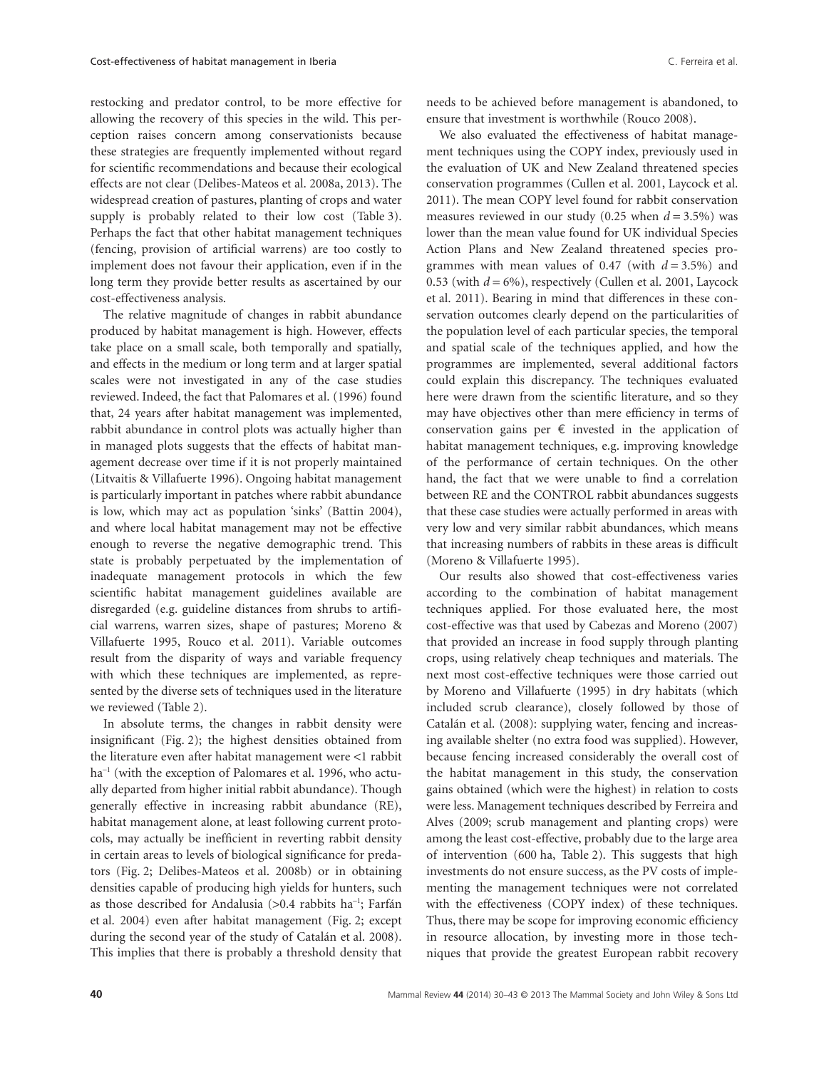restocking and predator control, to be more effective for allowing the recovery of this species in the wild. This perception raises concern among conservationists because these strategies are frequently implemented without regard for scientific recommendations and because their ecological effects are not clear (Delibes-Mateos et al. 2008a, 2013). The widespread creation of pastures, planting of crops and water supply is probably related to their low cost (Table 3). Perhaps the fact that other habitat management techniques (fencing, provision of artificial warrens) are too costly to implement does not favour their application, even if in the long term they provide better results as ascertained by our cost-effectiveness analysis.

The relative magnitude of changes in rabbit abundance produced by habitat management is high. However, effects take place on a small scale, both temporally and spatially, and effects in the medium or long term and at larger spatial scales were not investigated in any of the case studies reviewed. Indeed, the fact that Palomares et al. (1996) found that, 24 years after habitat management was implemented, rabbit abundance in control plots was actually higher than in managed plots suggests that the effects of habitat management decrease over time if it is not properly maintained (Litvaitis & Villafuerte 1996). Ongoing habitat management is particularly important in patches where rabbit abundance is low, which may act as population 'sinks' (Battin 2004), and where local habitat management may not be effective enough to reverse the negative demographic trend. This state is probably perpetuated by the implementation of inadequate management protocols in which the few scientific habitat management guidelines available are disregarded (e.g. guideline distances from shrubs to artificial warrens, warren sizes, shape of pastures; Moreno & Villafuerte 1995, Rouco et al. 2011). Variable outcomes result from the disparity of ways and variable frequency with which these techniques are implemented, as represented by the diverse sets of techniques used in the literature we reviewed (Table 2).

In absolute terms, the changes in rabbit density were insignificant (Fig. 2); the highest densities obtained from the literature even after habitat management were <1 rabbit ha$^{-1}$ (with the exception of Palomares et al. 1996, who actually departed from higher initial rabbit abundance). Though generally effective in increasing rabbit abundance (RE), habitat management alone, at least following current protocols, may actually be inefficient in reverting rabbit density in certain areas to levels of biological significance for predators (Fig. 2; Delibes-Mateos et al. 2008b) or in obtaining densities capable of producing high yields for hunters, such as those described for Andalusia (>0.4 rabbits ha$^{-1}$; Farfán et al. 2004) even after habitat management (Fig. 2; except during the second year of the study of Catalán et al. 2008). This implies that there is probably a threshold density that needs to be achieved before management is abandoned, to ensure that investment is worthwhile (Rouco 2008).

We also evaluated the effectiveness of habitat management techniques using the COPY index, previously used in the evaluation of UK and New Zealand threatened species conservation programmes (Cullen et al. 2001, Laycock et al. 2011). The mean COPY level found for rabbit conservation measures reviewed in our study (0.25 when $d = 3.5\%$) was lower than the mean value found for UK individual Species Action Plans and New Zealand threatened species programmes with mean values of 0.47 (with $d = 3.5\%$) and 0.53 (with $d = 6\%$), respectively (Cullen et al. 2001, Laycock et al. 2011). Bearing in mind that differences in these conservation outcomes clearly depend on the particularities of the population level of each particular species, the temporal and spatial scale of the techniques applied, and how the programmes are implemented, several additional factors could explain this discrepancy. The techniques evaluated here were drawn from the scientific literature, and so they may have objectives other than mere efficiency in terms of conservation gains per € invested in the application of habitat management techniques, e.g. improving knowledge of the performance of certain techniques. On the other hand, the fact that we were unable to find a correlation between RE and the CONTROL rabbit abundances suggests that these case studies were actually performed in areas with very low and very similar rabbit abundances, which means that increasing numbers of rabbits in these areas is difficult (Moreno & Villafuerte 1995).

Our results also showed that cost-effectiveness varies according to the combination of habitat management techniques applied. For those evaluated here, the most cost-effective was that used by Cabezas and Moreno (2007) that provided an increase in food supply through planting crops, using relatively cheap techniques and materials. The next most cost-effective techniques were those carried out by Moreno and Villafuerte (1995) in dry habitats (which included scrub clearance), closely followed by those of Catalán et al. (2008): supplying water, fencing and increasing available shelter (no extra food was supplied). However, because fencing increased considerably the overall cost of the habitat management in this study, the conservation gains obtained (which were the highest) in relation to costs were less. Management techniques described by Ferreira and Alves (2009; scrub management and planting crops) were among the least cost-effective, probably due to the large area of intervention (600 ha, Table 2). This suggests that high investments do not ensure success, as the PV costs of implementing the management techniques were not correlated with the effectiveness (COPY index) of these techniques. Thus, there may be scope for improving economic efficiency in resource allocation, by investing more in those techniques that provide the greatest European rabbit recovery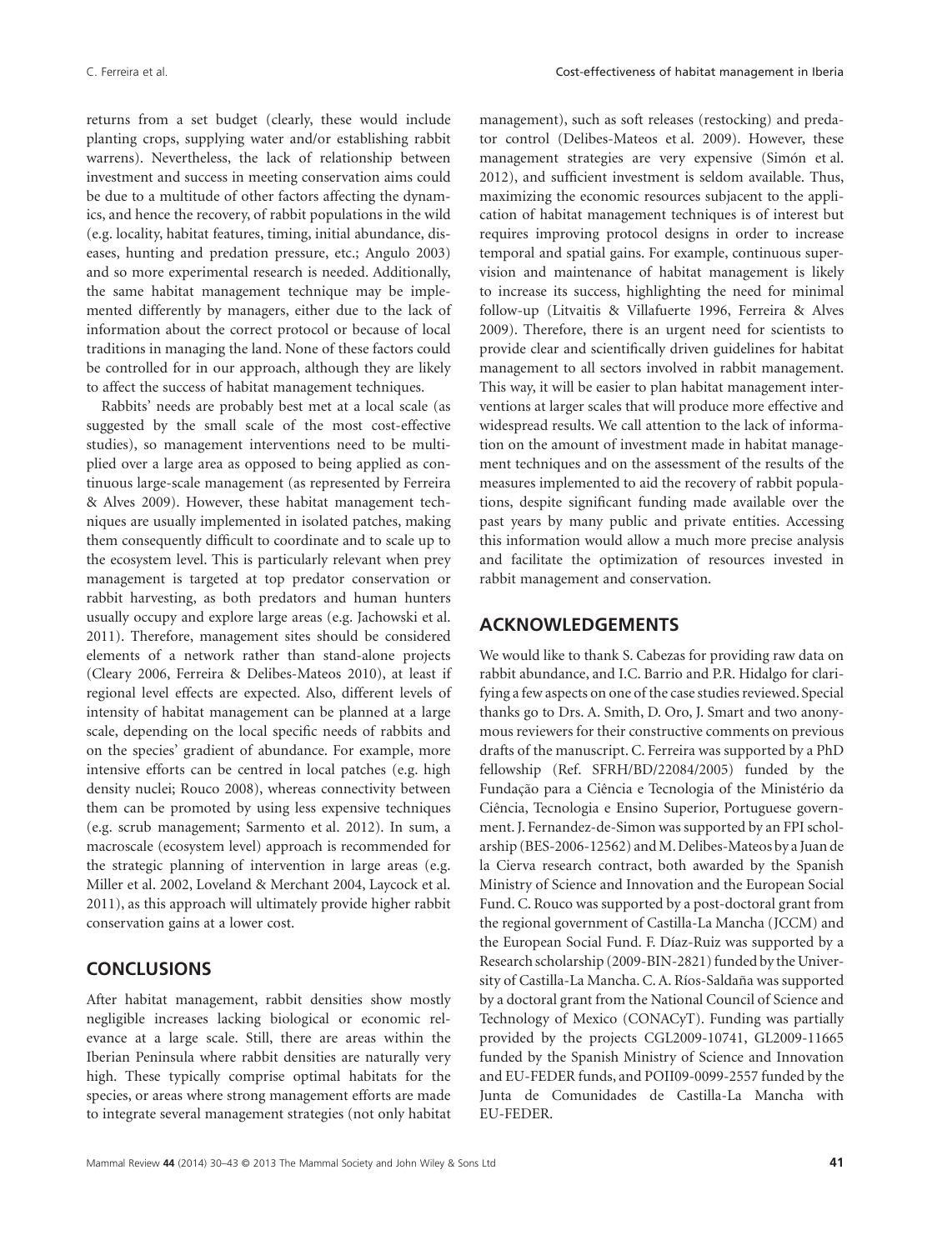returns from a set budget (clearly, these would include planting crops, supplying water and/or establishing rabbit warrens). Nevertheless, the lack of relationship between investment and success in meeting conservation aims could be due to a multitude of other factors affecting the dynamics, and hence the recovery, of rabbit populations in the wild (e.g. locality, habitat features, timing, initial abundance, diseases, hunting and predation pressure, etc.; Angulo 2003) and so more experimental research is needed. Additionally, the same habitat management technique may be implemented differently by managers, either due to the lack of information about the correct protocol or because of local traditions in managing the land. None of these factors could be controlled for in our approach, although they are likely to affect the success of habitat management techniques.

Rabbits' needs are probably best met at a local scale (as suggested by the small scale of the most cost-effective studies), so management interventions need to be multiplied over a large area as opposed to being applied as continuous large-scale management (as represented by Ferreira & Alves 2009). However, these habitat management techniques are usually implemented in isolated patches, making them consequently difficult to coordinate and to scale up to the ecosystem level. This is particularly relevant when prey management is targeted at top predator conservation or rabbit harvesting, as both predators and human hunters usually occupy and explore large areas (e.g. Jachowski et al. 2011). Therefore, management sites should be considered elements of a network rather than stand-alone projects (Cleary 2006, Ferreira & Delibes-Mateos 2010), at least if regional level effects are expected. Also, different levels of intensity of habitat management can be planned at a large scale, depending on the local specific needs of rabbits and on the species' gradient of abundance. For example, more intensive efforts can be centred in local patches (e.g. high density nuclei; Rouco 2008), whereas connectivity between them can be promoted by using less expensive techniques (e.g. scrub management; Sarmento et al. 2012). In sum, a macroscale (ecosystem level) approach is recommended for the strategic planning of intervention in large areas (e.g. Miller et al. 2002, Loveland & Merchant 2004, Laycock et al. 2011), as this approach will ultimately provide higher rabbit conservation gains at a lower cost.

## CONCLUSIONS

After habitat management, rabbit densities show mostly negligible increases lacking biological or economic relevance at a large scale. Still, there are areas within the Iberian Peninsula where rabbit densities are naturally very high. These typically comprise optimal habitats for the species, or areas where strong management efforts are made to integrate several management strategies (not only habitat management), such as soft releases (restocking) and predator control (Delibes-Mateos et al. 2009). However, these management strategies are very expensive (Simón et al. 2012), and sufficient investment is seldom available. Thus, maximizing the economic resources subjacent to the application of habitat management techniques is of interest but requires improving protocol designs in order to increase temporal and spatial gains. For example, continuous supervision and maintenance of habitat management is likely to increase its success, highlighting the need for minimal follow-up (Litvaitis & Villafuerte 1996, Ferreira & Alves 2009). Therefore, there is an urgent need for scientists to provide clear and scientifically driven guidelines for habitat management to all sectors involved in rabbit management. This way, it will be easier to plan habitat management interventions at larger scales that will produce more effective and widespread results. We call attention to the lack of information on the amount of investment made in habitat management techniques and on the assessment of the results of the measures implemented to aid the recovery of rabbit populations, despite significant funding made available over the past years by many public and private entities. Accessing this information would allow a much more precise analysis and facilitate the optimization of resources invested in rabbit management and conservation.

## ACKNOWLEDGEMENTS

We would like to thank S. Cabezas for providing raw data on rabbit abundance, and I.C. Barrio and P.R. Hidalgo for clarifying a few aspects on one of the case studies reviewed. Special thanks go to Drs. A. Smith, D. Oro, J. Smart and two anonymous reviewers for their constructive comments on previous drafts of the manuscript. C. Ferreira was supported by a PhD fellowship (Ref. SFRH/BD/22084/2005) funded by the Fundação para a Ciência e Tecnologia of the Ministério da Ciência, Tecnologia e Ensino Superior, Portuguese government. J. Fernandez-de-Simon was supported by an FPI scholarship (BES-2006-12562) and M. Delibes-Mateos by a Juan de la Cierva research contract, both awarded by the Spanish Ministry of Science and Innovation and the European Social Fund. C. Rouco was supported by a post-doctoral grant from the regional government of Castilla-La Mancha (JCCM) and the European Social Fund. F. Díaz-Ruiz was supported by a Research scholarship (2009-BIN-2821) funded by the University of Castilla-La Mancha. C. A. Ríos-Saldaña was supported by a doctoral grant from the National Council of Science and Technology of Mexico (CONACyT). Funding was partially provided by the projects CGL2009-10741, GL2009-11665 funded by the Spanish Ministry of Science and Innovation and EU-FEDER funds, and POII09-0099-2557 funded by the Junta de Comunidades de Castilla-La Mancha with EU-FEDER.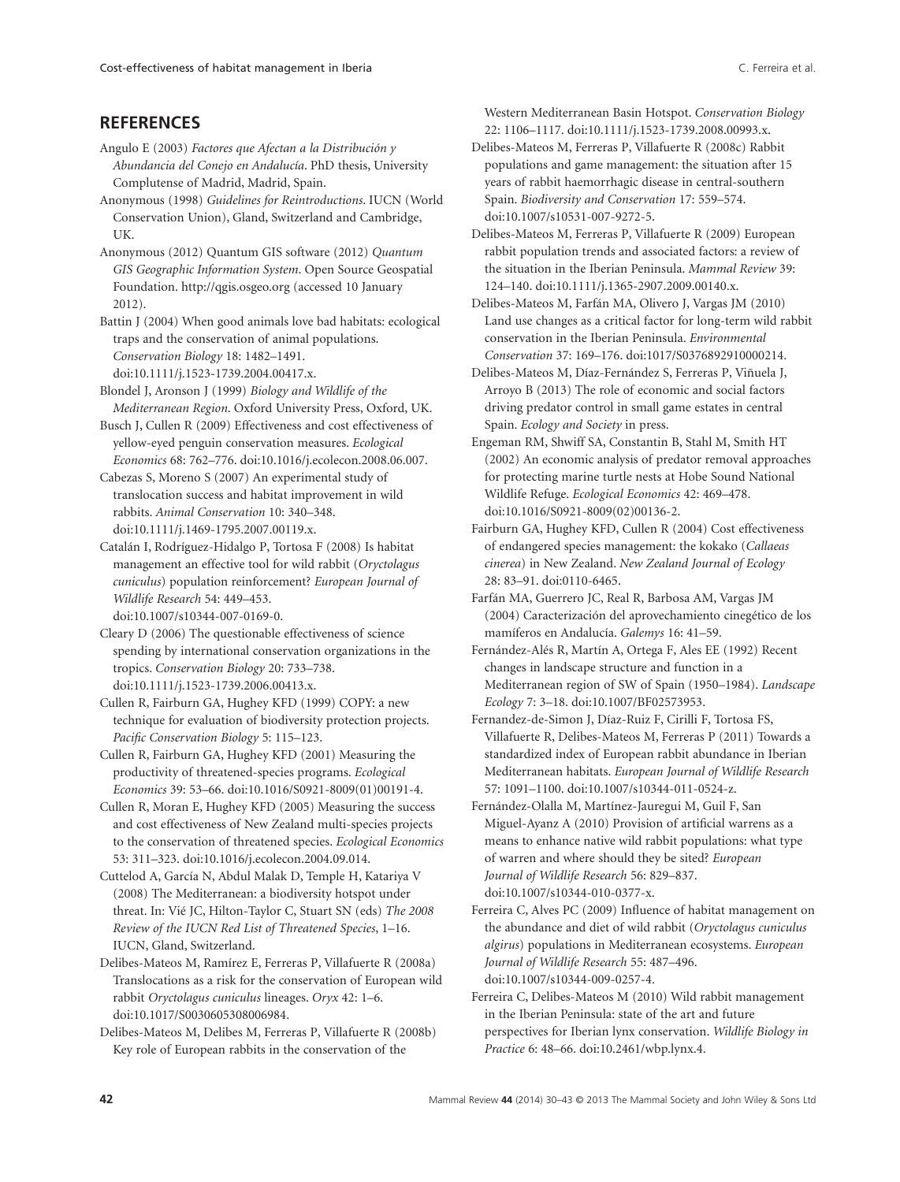## REFERENCES

Angulo E (2003) *Factores que Afectan a la Distribución y Abundancia del Conejo en Andalucía*. PhD thesis, University Complutense of Madrid, Madrid, Spain.

Anonymous (1998) *Guidelines for Reintroductions*. IUCN (World Conservation Union), Gland, Switzerland and Cambridge, UK.

Anonymous (2012) Quantum GIS software (2012) *Quantum GIS Geographic Information System*. Open Source Geospatial Foundation. http://qgis.osgeo.org (accessed 10 January 2012).

Battin J (2004) When good animals love bad habitats: ecological traps and the conservation of animal populations. *Conservation Biology* 18: 1482–1491. doi:10.1111/j.1523-1739.2004.00417.x.

Blondel J, Aronson J (1999) *Biology and Wildlife of the Mediterranean Region*. Oxford University Press, Oxford, UK.

Busch J, Cullen R (2009) Effectiveness and cost effectiveness of yellow-eyed penguin conservation measures. *Ecological Economics* 68: 762–776. doi:10.1016/j.ecolecon.2008.06.007.

Cabezas S, Moreno S (2007) An experimental study of translocation success and habitat improvement in wild rabbits. *Animal Conservation* 10: 340–348. doi:10.1111/j.1469-1795.2007.00119.x.

Catalán I, Rodríguez-Hidalgo P, Tortosa F (2008) Is habitat management an effective tool for wild rabbit (*Oryctolagus cuniculus*) population reinforcement? *European Journal of Wildlife Research* 54: 449–453. doi:10.1007/s10344-007-0169-0.

Cleary D (2006) The questionable effectiveness of science spending by international conservation organizations in the tropics. *Conservation Biology* 20: 733–738. doi:10.1111/j.1523-1739.2006.00413.x.

Cullen R, Fairburn GA, Hughey KFD (1999) COPY: a new technique for evaluation of biodiversity protection projects. *Pacific Conservation Biology* 5: 115–123.

Cullen R, Fairburn GA, Hughey KFD (2001) Measuring the productivity of threatened-species programs. *Ecological Economics* 39: 53–66. doi:10.1016/S0921-8009(01)00191-4.

Cullen R, Moran E, Hughey KFD (2005) Measuring the success and cost effectiveness of New Zealand multi-species projects to the conservation of threatened species. *Ecological Economics* 53: 311–323. doi:10.1016/j.ecolecon.2004.09.014.

Cuttelod A, García N, Abdul Malak D, Temple H, Katariya V (2008) The Mediterranean: a biodiversity hotspot under threat. In: Vié JC, Hilton-Taylor C, Stuart SN (eds) *The 2008 Review of the IUCN Red List of Threatened Species*, 1–16. IUCN, Gland, Switzerland.

Delibes-Mateos M, Ramírez E, Ferreras P, Villafuerte R (2008a) Translocations as a risk for the conservation of European wild rabbit *Oryctolagus cuniculus* lineages. *Oryx* 42: 1–6. doi:10.1017/S0030605308006984.

Delibes-Mateos M, Delibes M, Ferreras P, Villafuerte R (2008b) Key role of European rabbits in the conservation of the Western Mediterranean Basin Hotspot. *Conservation Biology* 22: 1106–1117. doi:10.1111/j.1523-1739.2008.00993.x.

Delibes-Mateos M, Ferreras P, Villafuerte R (2008c) Rabbit populations and game management: the situation after 15 years of rabbit haemorrhagic disease in central-southern Spain. *Biodiversity and Conservation* 17: 559–574. doi:10.1007/s10531-007-9272-5.

Delibes-Mateos M, Ferreras P, Villafuerte R (2009) European rabbit population trends and associated factors: a review of the situation in the Iberian Peninsula. *Mammal Review* 39: 124–140. doi:10.1111/j.1365-2907.2009.00140.x.

Delibes-Mateos M, Farfán MA, Olivero J, Vargas JM (2010) Land use changes as a critical factor for long-term wild rabbit conservation in the Iberian Peninsula. *Environmental Conservation* 37: 169–176. doi:1017/S0376892910000214.

Delibes-Mateos M, Díaz-Fernández S, Ferreras P, Viñuela J, Arroyo B (2013) The role of economic and social factors driving predator control in small game estates in central Spain. *Ecology and Society* in press.

Engeman RM, Shwiff SA, Constantin B, Stahl M, Smith HT (2002) An economic analysis of predator removal approaches for protecting marine turtle nests at Hobe Sound National Wildlife Refuge. *Ecological Economics* 42: 469–478. doi:10.1016/S0921-8009(02)00136-2.

Fairburn GA, Hughey KFD, Cullen R (2004) Cost effectiveness of endangered species management: the kokako (*Callaeas cinerea*) in New Zealand. *New Zealand Journal of Ecology* 28: 83–91. doi:0110-6465.

Farfán MA, Guerrero JC, Real R, Barbosa AM, Vargas JM (2004) Caracterización del aprovechamiento cinegético de los mamíferos en Andalucía. *Galemys* 16: 41–59.

Fernández-Alés R, Martín A, Ortega F, Ales EE (1992) Recent changes in landscape structure and function in a Mediterranean region of SW of Spain (1950–1984). *Landscape Ecology* 7: 3–18. doi:10.1007/BF02573953.

Fernandez-de-Simon J, Díaz-Ruiz F, Cirilli F, Tortosa FS, Villafuerte R, Delibes-Mateos M, Ferreras P (2011) Towards a standardized index of European rabbit abundance in Iberian Mediterranean habitats. *European Journal of Wildlife Research* 57: 1091–1100. doi:10.1007/s10344-011-0524-z.

Fernández-Olalla M, Martínez-Jauregui M, Guil F, San Miguel-Ayanz A (2010) Provision of artificial warrens as a means to enhance native wild rabbit populations: what type of warren and where should they be sited? *European Journal of Wildlife Research* 56: 829–837. doi:10.1007/s10344-010-0377-x.

Ferreira C, Alves PC (2009) Influence of habitat management on the abundance and diet of wild rabbit (*Oryctolagus cuniculus algirus*) populations in Mediterranean ecosystems. *European Journal of Wildlife Research* 55: 487–496. doi:10.1007/s10344-009-0257-4.

Ferreira C, Delibes-Mateos M (2010) Wild rabbit management in the Iberian Peninsula: state of the art and future perspectives for Iberian lynx conservation. *Wildlife Biology in Practice* 6: 48–66. doi:10.2461/wbp.lynx.4.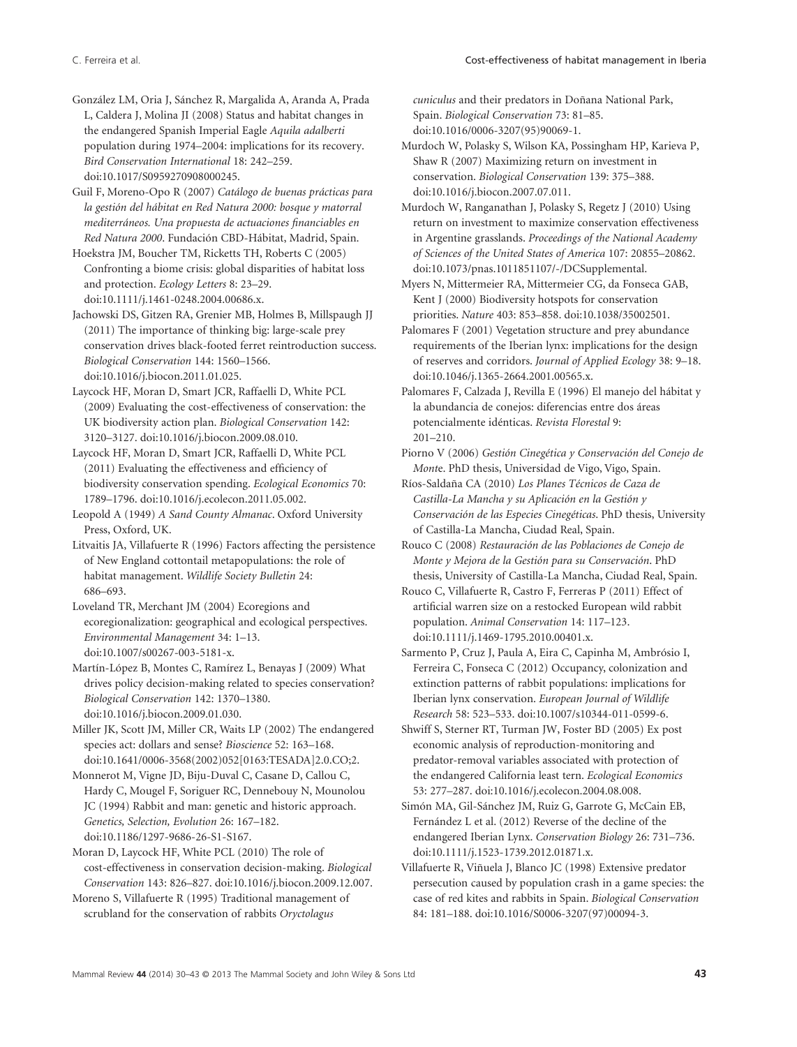González LM, Oria J, Sánchez R, Margalida A, Aranda A, Prada L, Caldera J, Molina JI (2008) Status and habitat changes in the endangered Spanish Imperial Eagle *Aquila adalberti* population during 1974–2004: implications for its recovery. *Bird Conservation International* 18: 242–259. doi:10.1017/S0959270908000245.

Guil F, Moreno-Opo R (2007) *Catálogo de buenas prácticas para la gestión del hábitat en Red Natura 2000: bosque y matorral mediterráneos. Una propuesta de actuaciones financiables en Red Natura 2000*. Fundación CBD-Hábitat, Madrid, Spain.

Hoekstra JM, Boucher TM, Ricketts TH, Roberts C (2005) Confronting a biome crisis: global disparities of habitat loss and protection. *Ecology Letters* 8: 23–29. doi:10.1111/j.1461-0248.2004.00686.x.

Jachowski DS, Gitzen RA, Grenier MB, Holmes B, Millspaugh JJ (2011) The importance of thinking big: large-scale prey conservation drives black-footed ferret reintroduction success. *Biological Conservation* 144: 1560–1566. doi:10.1016/j.biocon.2011.01.025.

Laycock HF, Moran D, Smart JCR, Raffaelli D, White PCL (2009) Evaluating the cost-effectiveness of conservation: the UK biodiversity action plan. *Biological Conservation* 142: 3120–3127. doi:10.1016/j.biocon.2009.08.010.

Laycock HF, Moran D, Smart JCR, Raffaelli D, White PCL (2011) Evaluating the effectiveness and efficiency of biodiversity conservation spending. *Ecological Economics* 70: 1789–1796. doi:10.1016/j.ecolecon.2011.05.002.

Leopold A (1949) *A Sand County Almanac*. Oxford University Press, Oxford, UK.

Litvaitis JA, Villafuerte R (1996) Factors affecting the persistence of New England cottontail metapopulations: the role of habitat management. *Wildlife Society Bulletin* 24: 686–693.

Loveland TR, Merchant JM (2004) Ecoregions and ecoregionalization: geographical and ecological perspectives. *Environmental Management* 34: 1–13. doi:10.1007/s00267-003-5181-x.

Martín-López B, Montes C, Ramírez L, Benayas J (2009) What drives policy decision-making related to species conservation? *Biological Conservation* 142: 1370–1380. doi:10.1016/j.biocon.2009.01.030.

Miller JK, Scott JM, Miller CR, Waits LP (2002) The endangered species act: dollars and sense? *Bioscience* 52: 163–168. doi:10.1641/0006-3568(2002)052[0163:TESADA]2.0.CO;2.

Monnerot M, Vigne JD, Biju-Duval C, Casane D, Callou C, Hardy C, Mougel F, Soriguer RC, Dennebouy N, Mounolou JC (1994) Rabbit and man: genetic and historic approach. *Genetics, Selection, Evolution* 26: 167–182. doi:10.1186/1297-9686-26-S1-S167.

Moran D, Laycock HF, White PCL (2010) The role of cost-effectiveness in conservation decision-making. *Biological Conservation* 143: 826–827. doi:10.1016/j.biocon.2009.12.007.

Moreno S, Villafuerte R (1995) Traditional management of scrubland for the conservation of rabbits *Oryctolagus cuniculus* and their predators in Doñana National Park, Spain. *Biological Conservation* 73: 81–85. doi:10.1016/0006-3207(95)90069-1.

Murdoch W, Polasky S, Wilson KA, Possingham HP, Karieva P, Shaw R (2007) Maximizing return on investment in conservation. *Biological Conservation* 139: 375–388. doi:10.1016/j.biocon.2007.07.011.

Murdoch W, Ranganathan J, Polasky S, Regetz J (2010) Using return on investment to maximize conservation effectiveness in Argentine grasslands. *Proceedings of the National Academy of Sciences of the United States of America* 107: 20855–20862. doi:10.1073/pnas.1011851107/-/DCSupplemental.

Myers N, Mittermeier RA, Mittermeier CG, da Fonseca GAB, Kent J (2000) Biodiversity hotspots for conservation priorities. *Nature* 403: 853–858. doi:10.1038/35002501.

Palomares F (2001) Vegetation structure and prey abundance requirements of the Iberian lynx: implications for the design of reserves and corridors. *Journal of Applied Ecology* 38: 9–18. doi:10.1046/j.1365-2664.2001.00565.x.

Palomares F, Calzada J, Revilla E (1996) El manejo del hábitat y la abundancia de conejos: diferencias entre dos áreas potencialmente idénticas. *Revista Florestal* 9: 201–210.

Piorno V (2006) *Gestión Cinegética y Conservación del Conejo de Monte*. PhD thesis, Universidad de Vigo, Vigo, Spain.

Ríos-Saldaña CA (2010) *Los Planes Técnicos de Caza de Castilla-La Mancha y su Aplicación en la Gestión y Conservación de las Especies Cinegéticas*. PhD thesis, University of Castilla-La Mancha, Ciudad Real, Spain.

Rouco C (2008) *Restauración de las Poblaciones de Conejo de Monte y Mejora de la Gestión para su Conservación*. PhD thesis, University of Castilla-La Mancha, Ciudad Real, Spain.

Rouco C, Villafuerte R, Castro F, Ferreras P (2011) Effect of artificial warren size on a restocked European wild rabbit population. *Animal Conservation* 14: 117–123. doi:10.1111/j.1469-1795.2010.00401.x.

Sarmento P, Cruz J, Paula A, Eira C, Capinha M, Ambrósio I, Ferreira C, Fonseca C (2012) Occupancy, colonization and extinction patterns of rabbit populations: implications for Iberian lynx conservation. *European Journal of Wildlife Research* 58: 523–533. doi:10.1007/s10344-011-0599-6.

Shwiff S, Sterner RT, Turman JW, Foster BD (2005) Ex post economic analysis of reproduction-monitoring and predator-removal variables associated with protection of the endangered California least tern. *Ecological Economics* 53: 277–287. doi:10.1016/j.ecolecon.2004.08.008.

Simón MA, Gil-Sánchez JM, Ruiz G, Garrote G, McCain EB, Fernández L et al. (2012) Reverse of the decline of the endangered Iberian Lynx. *Conservation Biology* 26: 731–736. doi:10.1111/j.1523-1739.2012.01871.x.

Villafuerte R, Viñuela J, Blanco JC (1998) Extensive predator persecution caused by population crash in a game species: the case of red kites and rabbits in Spain. *Biological Conservation* 84: 181–188. doi:10.1016/S0006-3207(97)00094-3.